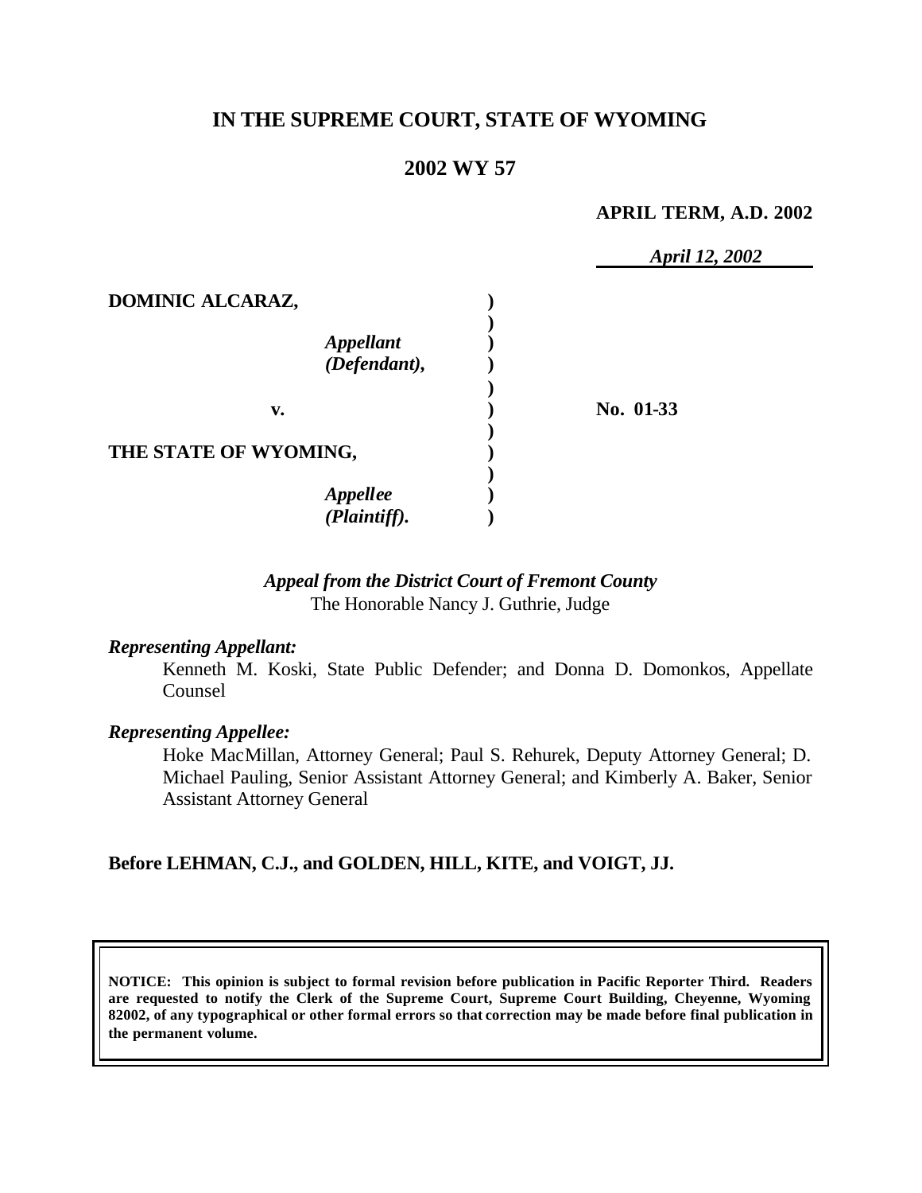# IN THE SUPREME COURT, STATE OF WYOMING

## 2002 WY 57

**APRIL TERM, A.D. 2002**

*April 12, 2002*

| | | |
|---|---|---|
| **DOMINIC ALCARAZ,** | ) | |
| | ) | |
| ***Appellant*** | ) | |
| ***(Defendant),*** | ) | |
| | ) | |
| **v.** | ) | **No. 01-33** |
| | ) | |
| **THE STATE OF WYOMING,** | ) | |
| | ) | |
| ***Appellee*** | ) | |
| ***(Plaintiff).*** | ) | |

*Appeal from the District Court of Fremont County*
The Honorable Nancy J. Guthrie, Judge

***Representing Appellant:***

Kenneth M. Koski, State Public Defender; and Donna D. Domonkos, Appellate Counsel

***Representing Appellee:***

Hoke MacMillan, Attorney General; Paul S. Rehurek, Deputy Attorney General; D. Michael Pauling, Senior Assistant Attorney General; and Kimberly A. Baker, Senior Assistant Attorney General

**Before LEHMAN, C.J., and GOLDEN, HILL, KITE, and VOIGT, JJ.**

**NOTICE: This opinion is subject to formal revision before publication in Pacific Reporter Third. Readers are requested to notify the Clerk of the Supreme Court, Supreme Court Building, Cheyenne, Wyoming 82002, of any typographical or other formal errors so that correction may be made before final publication in the permanent volume.**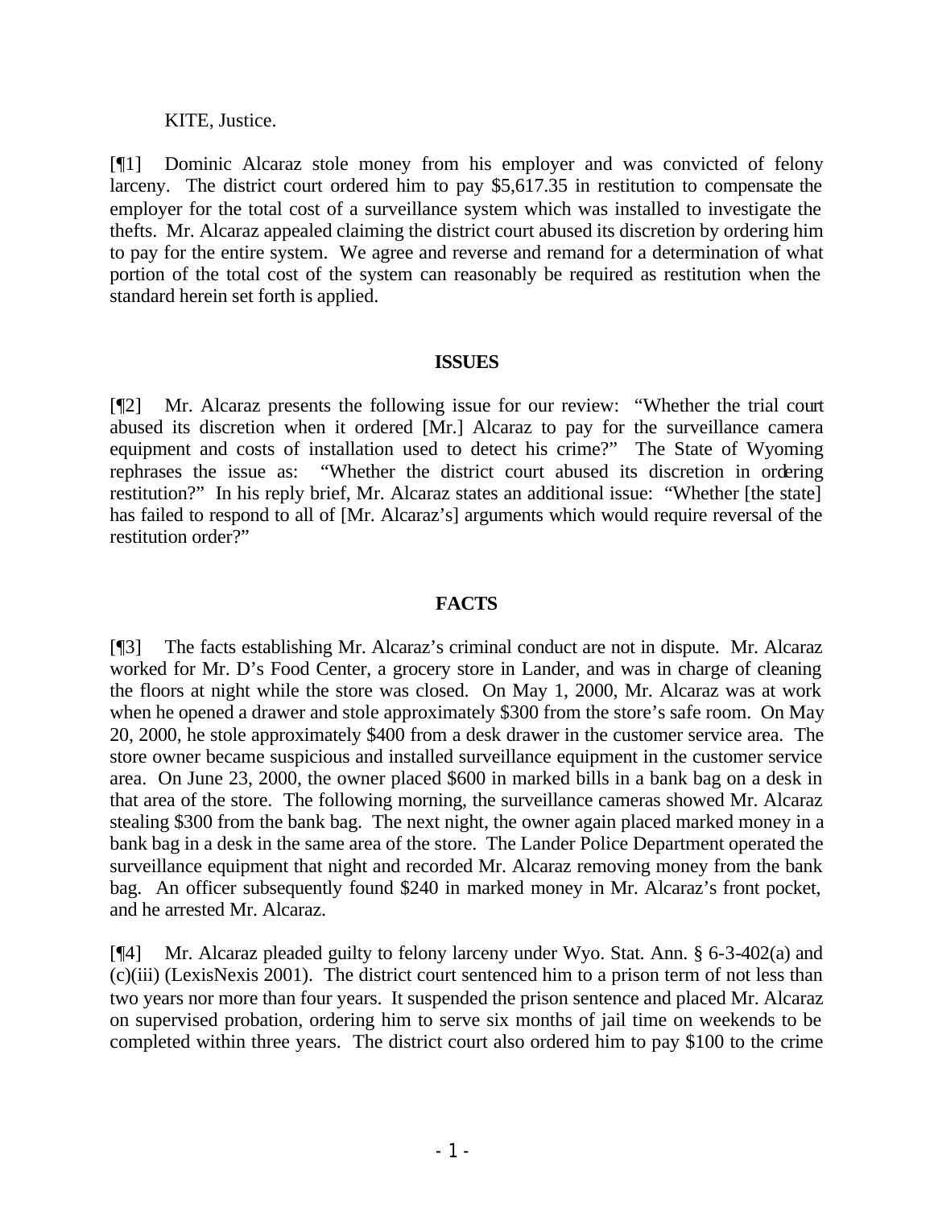KITE, Justice.

[¶1] Dominic Alcaraz stole money from his employer and was convicted of felony larceny. The district court ordered him to pay $5,617.35 in restitution to compensate the employer for the total cost of a surveillance system which was installed to investigate the thefts. Mr. Alcaraz appealed claiming the district court abused its discretion by ordering him to pay for the entire system. We agree and reverse and remand for a determination of what portion of the total cost of the system can reasonably be required as restitution when the standard herein set forth is applied.

## ISSUES

[¶2] Mr. Alcaraz presents the following issue for our review: "Whether the trial court abused its discretion when it ordered [Mr.] Alcaraz to pay for the surveillance camera equipment and costs of installation used to detect his crime?" The State of Wyoming rephrases the issue as: "Whether the district court abused its discretion in ordering restitution?" In his reply brief, Mr. Alcaraz states an additional issue: "Whether [the state] has failed to respond to all of [Mr. Alcaraz's] arguments which would require reversal of the restitution order?"

## FACTS

[¶3] The facts establishing Mr. Alcaraz's criminal conduct are not in dispute. Mr. Alcaraz worked for Mr. D's Food Center, a grocery store in Lander, and was in charge of cleaning the floors at night while the store was closed. On May 1, 2000, Mr. Alcaraz was at work when he opened a drawer and stole approximately $300 from the store's safe room. On May 20, 2000, he stole approximately $400 from a desk drawer in the customer service area. The store owner became suspicious and installed surveillance equipment in the customer service area. On June 23, 2000, the owner placed $600 in marked bills in a bank bag on a desk in that area of the store. The following morning, the surveillance cameras showed Mr. Alcaraz stealing $300 from the bank bag. The next night, the owner again placed marked money in a bank bag in a desk in the same area of the store. The Lander Police Department operated the surveillance equipment that night and recorded Mr. Alcaraz removing money from the bank bag. An officer subsequently found $240 in marked money in Mr. Alcaraz's front pocket, and he arrested Mr. Alcaraz.

[¶4] Mr. Alcaraz pleaded guilty to felony larceny under Wyo. Stat. Ann. § 6-3-402(a) and (c)(iii) (LexisNexis 2001). The district court sentenced him to a prison term of not less than two years nor more than four years. It suspended the prison sentence and placed Mr. Alcaraz on supervised probation, ordering him to serve six months of jail time on weekends to be completed within three years. The district court also ordered him to pay $100 to the crime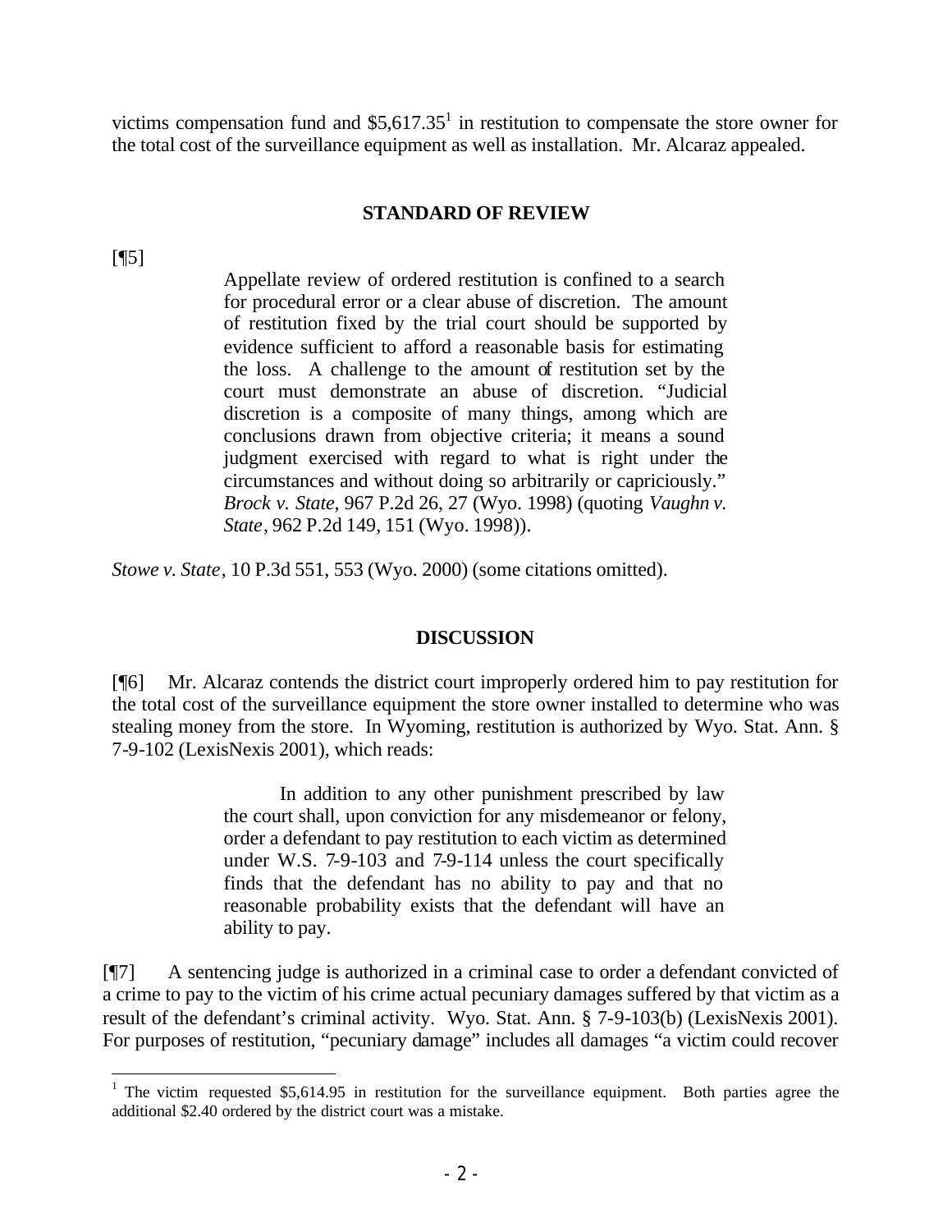victims compensation fund and $5,617.35[1] in restitution to compensate the store owner for the total cost of the surveillance equipment as well as installation. Mr. Alcaraz appealed.

## STANDARD OF REVIEW

[¶5]

> Appellate review of ordered restitution is confined to a search for procedural error or a clear abuse of discretion. The amount of restitution fixed by the trial court should be supported by evidence sufficient to afford a reasonable basis for estimating the loss. A challenge to the amount of restitution set by the court must demonstrate an abuse of discretion. "Judicial discretion is a composite of many things, among which are conclusions drawn from objective criteria; it means a sound judgment exercised with regard to what is right under the circumstances and without doing so arbitrarily or capriciously." *Brock v. State*, 967 P.2d 26, 27 (Wyo. 1998) (quoting *Vaughn v. State*, 962 P.2d 149, 151 (Wyo. 1998)).

*Stowe v. State*, 10 P.3d 551, 553 (Wyo. 2000) (some citations omitted).

## DISCUSSION

[¶6] Mr. Alcaraz contends the district court improperly ordered him to pay restitution for the total cost of the surveillance equipment the store owner installed to determine who was stealing money from the store. In Wyoming, restitution is authorized by Wyo. Stat. Ann. § 7-9-102 (LexisNexis 2001), which reads:

> In addition to any other punishment prescribed by law the court shall, upon conviction for any misdemeanor or felony, order a defendant to pay restitution to each victim as determined under W.S. 7-9-103 and 7-9-114 unless the court specifically finds that the defendant has no ability to pay and that no reasonable probability exists that the defendant will have an ability to pay.

[¶7] A sentencing judge is authorized in a criminal case to order a defendant convicted of a crime to pay to the victim of his crime actual pecuniary damages suffered by that victim as a result of the defendant's criminal activity. Wyo. Stat. Ann. § 7-9-103(b) (LexisNexis 2001). For purposes of restitution, "pecuniary damage" includes all damages "a victim could recover

---

[1] The victim requested $5,614.95 in restitution for the surveillance equipment. Both parties agree the additional $2.40 ordered by the district court was a mistake.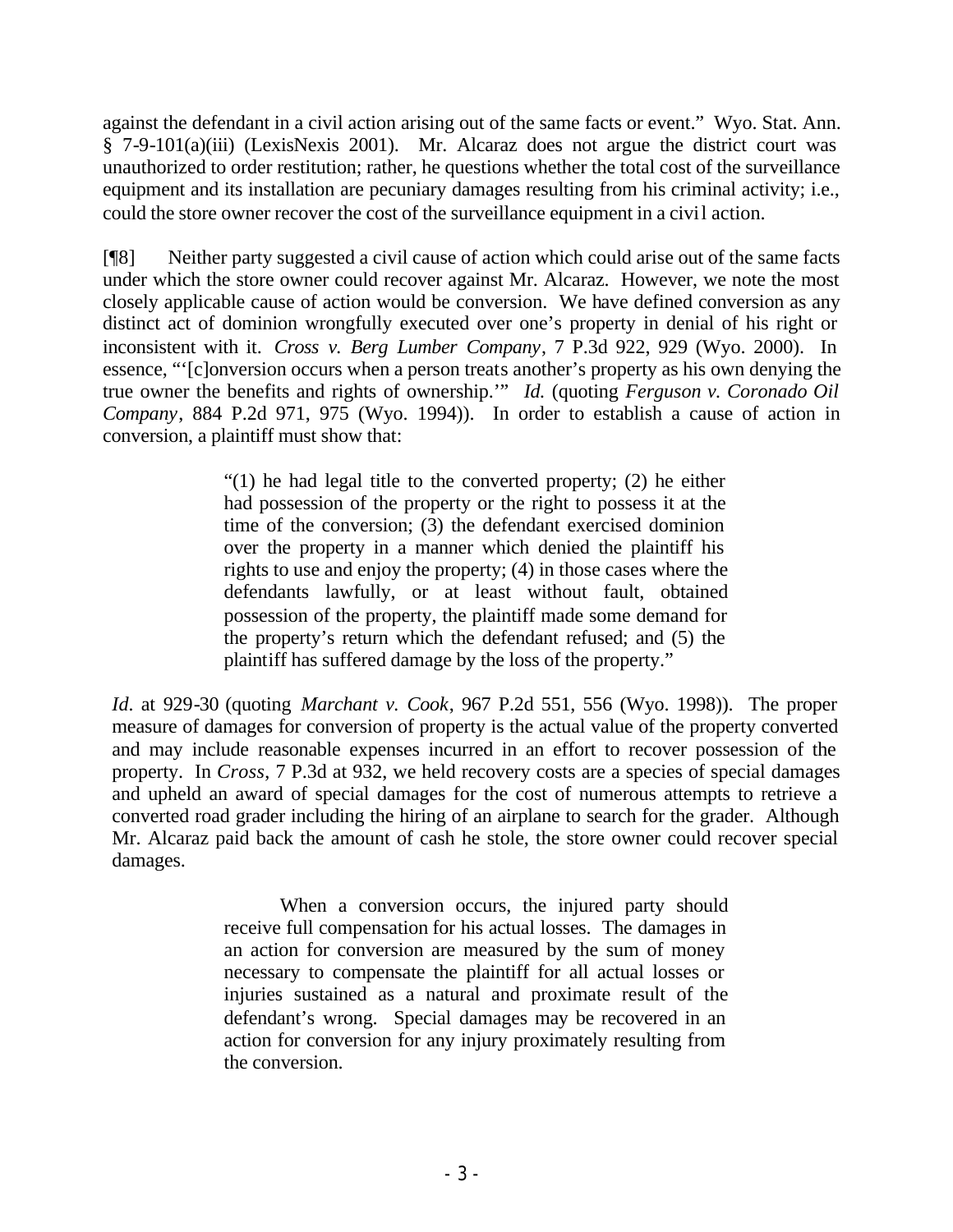against the defendant in a civil action arising out of the same facts or event." Wyo. Stat. Ann. § 7-9-101(a)(iii) (LexisNexis 2001). Mr. Alcaraz does not argue the district court was unauthorized to order restitution; rather, he questions whether the total cost of the surveillance equipment and its installation are pecuniary damages resulting from his criminal activity; i.e., could the store owner recover the cost of the surveillance equipment in a civil action.

[¶8] Neither party suggested a civil cause of action which could arise out of the same facts under which the store owner could recover against Mr. Alcaraz. However, we note the most closely applicable cause of action would be conversion. We have defined conversion as any distinct act of dominion wrongfully executed over one's property in denial of his right or inconsistent with it. *Cross v. Berg Lumber Company*, 7 P.3d 922, 929 (Wyo. 2000). In essence, "'[c]onversion occurs when a person treats another's property as his own denying the true owner the benefits and rights of ownership.'" *Id.* (quoting *Ferguson v. Coronado Oil Company*, 884 P.2d 971, 975 (Wyo. 1994)). In order to establish a cause of action in conversion, a plaintiff must show that:

> "(1) he had legal title to the converted property; (2) he either had possession of the property or the right to possess it at the time of the conversion; (3) the defendant exercised dominion over the property in a manner which denied the plaintiff his rights to use and enjoy the property; (4) in those cases where the defendants lawfully, or at least without fault, obtained possession of the property, the plaintiff made some demand for the property's return which the defendant refused; and (5) the plaintiff has suffered damage by the loss of the property."

*Id.* at 929-30 (quoting *Marchant v. Cook*, 967 P.2d 551, 556 (Wyo. 1998)). The proper measure of damages for conversion of property is the actual value of the property converted and may include reasonable expenses incurred in an effort to recover possession of the property. In *Cross*, 7 P.3d at 932, we held recovery costs are a species of special damages and upheld an award of special damages for the cost of numerous attempts to retrieve a converted road grader including the hiring of an airplane to search for the grader. Although Mr. Alcaraz paid back the amount of cash he stole, the store owner could recover special damages.

> When a conversion occurs, the injured party should receive full compensation for his actual losses. The damages in an action for conversion are measured by the sum of money necessary to compensate the plaintiff for all actual losses or injuries sustained as a natural and proximate result of the defendant's wrong. Special damages may be recovered in an action for conversion for any injury proximately resulting from the conversion.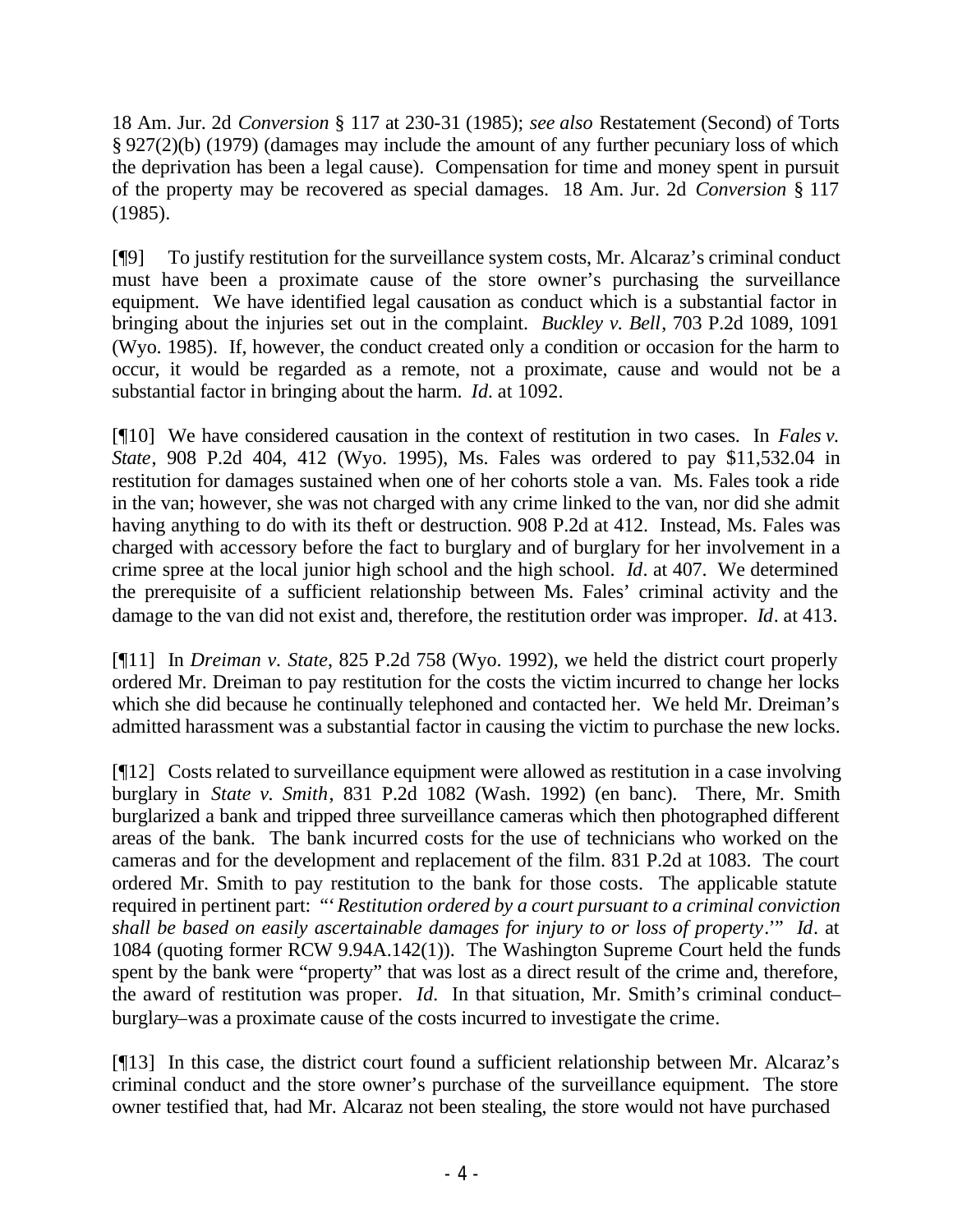18 Am. Jur. 2d *Conversion* § 117 at 230-31 (1985); *see also* Restatement (Second) of Torts § 927(2)(b) (1979) (damages may include the amount of any further pecuniary loss of which the deprivation has been a legal cause). Compensation for time and money spent in pursuit of the property may be recovered as special damages. 18 Am. Jur. 2d *Conversion* § 117 (1985).

[¶9] To justify restitution for the surveillance system costs, Mr. Alcaraz's criminal conduct must have been a proximate cause of the store owner's purchasing the surveillance equipment. We have identified legal causation as conduct which is a substantial factor in bringing about the injuries set out in the complaint. *Buckley v. Bell*, 703 P.2d 1089, 1091 (Wyo. 1985). If, however, the conduct created only a condition or occasion for the harm to occur, it would be regarded as a remote, not a proximate, cause and would not be a substantial factor in bringing about the harm. *Id.* at 1092.

[¶10] We have considered causation in the context of restitution in two cases. In *Fales v. State*, 908 P.2d 404, 412 (Wyo. 1995), Ms. Fales was ordered to pay $11,532.04 in restitution for damages sustained when one of her cohorts stole a van. Ms. Fales took a ride in the van; however, she was not charged with any crime linked to the van, nor did she admit having anything to do with its theft or destruction. 908 P.2d at 412. Instead, Ms. Fales was charged with accessory before the fact to burglary and of burglary for her involvement in a crime spree at the local junior high school and the high school. *Id.* at 407. We determined the prerequisite of a sufficient relationship between Ms. Fales' criminal activity and the damage to the van did not exist and, therefore, the restitution order was improper. *Id.* at 413.

[¶11] In *Dreiman v. State*, 825 P.2d 758 (Wyo. 1992), we held the district court properly ordered Mr. Dreiman to pay restitution for the costs the victim incurred to change her locks which she did because he continually telephoned and contacted her. We held Mr. Dreiman's admitted harassment was a substantial factor in causing the victim to purchase the new locks.

[¶12] Costs related to surveillance equipment were allowed as restitution in a case involving burglary in *State v. Smith*, 831 P.2d 1082 (Wash. 1992) (en banc). There, Mr. Smith burglarized a bank and tripped three surveillance cameras which then photographed different areas of the bank. The bank incurred costs for the use of technicians who worked on the cameras and for the development and replacement of the film. 831 P.2d at 1083. The court ordered Mr. Smith to pay restitution to the bank for those costs. The applicable statute required in pertinent part: "'*Restitution ordered by a court pursuant to a criminal conviction shall be based on easily ascertainable damages for injury to or loss of property*.'" *Id.* at 1084 (quoting former RCW 9.94A.142(1)). The Washington Supreme Court held the funds spent by the bank were "property" that was lost as a direct result of the crime and, therefore, the award of restitution was proper. *Id.* In that situation, Mr. Smith's criminal conduct–burglary–was a proximate cause of the costs incurred to investigate the crime.

[¶13] In this case, the district court found a sufficient relationship between Mr. Alcaraz's criminal conduct and the store owner's purchase of the surveillance equipment. The store owner testified that, had Mr. Alcaraz not been stealing, the store would not have purchased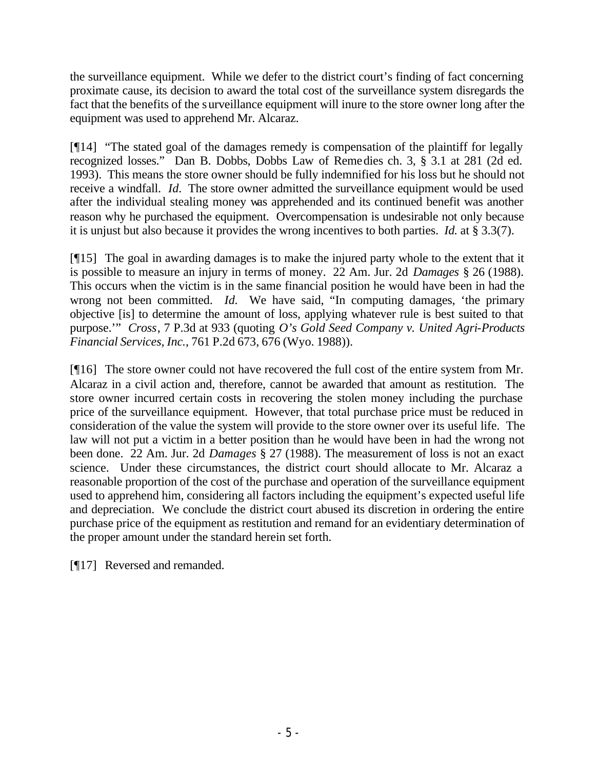the surveillance equipment. While we defer to the district court's finding of fact concerning proximate cause, its decision to award the total cost of the surveillance system disregards the fact that the benefits of the surveillance equipment will inure to the store owner long after the equipment was used to apprehend Mr. Alcaraz.

[¶14] "The stated goal of the damages remedy is compensation of the plaintiff for legally recognized losses." Dan B. Dobbs, Dobbs Law of Remedies ch. 3, § 3.1 at 281 (2d ed. 1993). This means the store owner should be fully indemnified for his loss but he should not receive a windfall. *Id*. The store owner admitted the surveillance equipment would be used after the individual stealing money was apprehended and its continued benefit was another reason why he purchased the equipment. Overcompensation is undesirable not only because it is unjust but also because it provides the wrong incentives to both parties. *Id.* at § 3.3(7).

[¶15] The goal in awarding damages is to make the injured party whole to the extent that it is possible to measure an injury in terms of money. 22 Am. Jur. 2d *Damages* § 26 (1988). This occurs when the victim is in the same financial position he would have been in had the wrong not been committed. *Id*. We have said, "In computing damages, 'the primary objective [is] to determine the amount of loss, applying whatever rule is best suited to that purpose.'" *Cross*, 7 P.3d at 933 (quoting *O's Gold Seed Company v. United Agri-Products Financial Services, Inc.*, 761 P.2d 673, 676 (Wyo. 1988)).

[¶16] The store owner could not have recovered the full cost of the entire system from Mr. Alcaraz in a civil action and, therefore, cannot be awarded that amount as restitution. The store owner incurred certain costs in recovering the stolen money including the purchase price of the surveillance equipment. However, that total purchase price must be reduced in consideration of the value the system will provide to the store owner over its useful life. The law will not put a victim in a better position than he would have been in had the wrong not been done. 22 Am. Jur. 2d *Damages* § 27 (1988). The measurement of loss is not an exact science. Under these circumstances, the district court should allocate to Mr. Alcaraz a reasonable proportion of the cost of the purchase and operation of the surveillance equipment used to apprehend him, considering all factors including the equipment's expected useful life and depreciation. We conclude the district court abused its discretion in ordering the entire purchase price of the equipment as restitution and remand for an evidentiary determination of the proper amount under the standard herein set forth.

[¶17] Reversed and remanded.